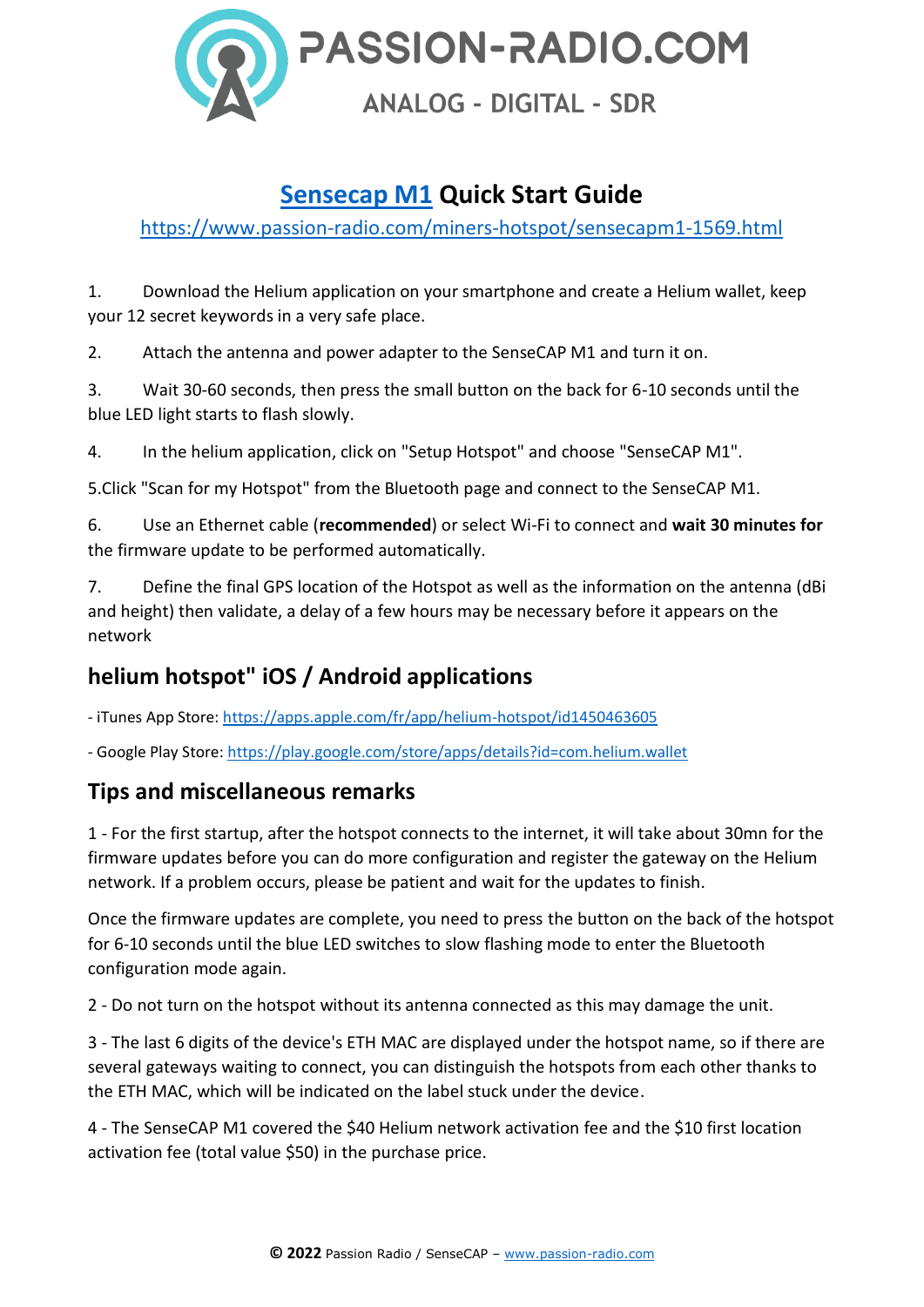PASSION-RADIO.COM

ANALOG - DIGITAL - SDR

# Sensecap M1 Quick Start Guide

https://www.passion-radio.com/miners-hotspot/sensecapm1-1569.html

1. Download the Helium application on your smartphone and create a Helium wallet, keep your 12 secret keywords in a very safe place.

2. Attach the antenna and power adapter to the SenseCAP M1 and turn it on.

3. Wait 30-60 seconds, then press the small button on the back for 6-10 seconds until the blue LED light starts to flash slowly.

4. In the helium application, click on "Setup Hotspot" and choose "SenseCAP M1".

5.Click "Scan for my Hotspot" from the Bluetooth page and connect to the SenseCAP M1.

6. Use an Ethernet cable (**recommended**) or select Wi-Fi to connect and **wait 30 minutes for** the firmware update to be performed automatically.

7. Define the final GPS location of the Hotspot as well as the information on the antenna (dBi and height) then validate, a delay of a few hours may be necessary before it appears on the network

## helium hotspot" iOS / Android applications

- iTunes App Store: https://apps.apple.com/fr/app/helium-hotspot/id1450463605

- Google Play Store: https://play.google.com/store/apps/details?id=com.helium.wallet

## Tips and miscellaneous remarks

1 - For the first startup, after the hotspot connects to the internet, it will take about 30mn for the firmware updates before you can do more configuration and register the gateway on the Helium network. If a problem occurs, please be patient and wait for the updates to finish.

Once the firmware updates are complete, you need to press the button on the back of the hotspot for 6-10 seconds until the blue LED switches to slow flashing mode to enter the Bluetooth configuration mode again.

2 - Do not turn on the hotspot without its antenna connected as this may damage the unit.

3 - The last 6 digits of the device's ETH MAC are displayed under the hotspot name, so if there are several gateways waiting to connect, you can distinguish the hotspots from each other thanks to the ETH MAC, which will be indicated on the label stuck under the device.

4 - The SenseCAP M1 covered the $40 Helium network activation fee and the $10 first location activation fee (total value $50) in the purchase price.

**© 2022** Passion Radio / SenseCAP – www.passion-radio.com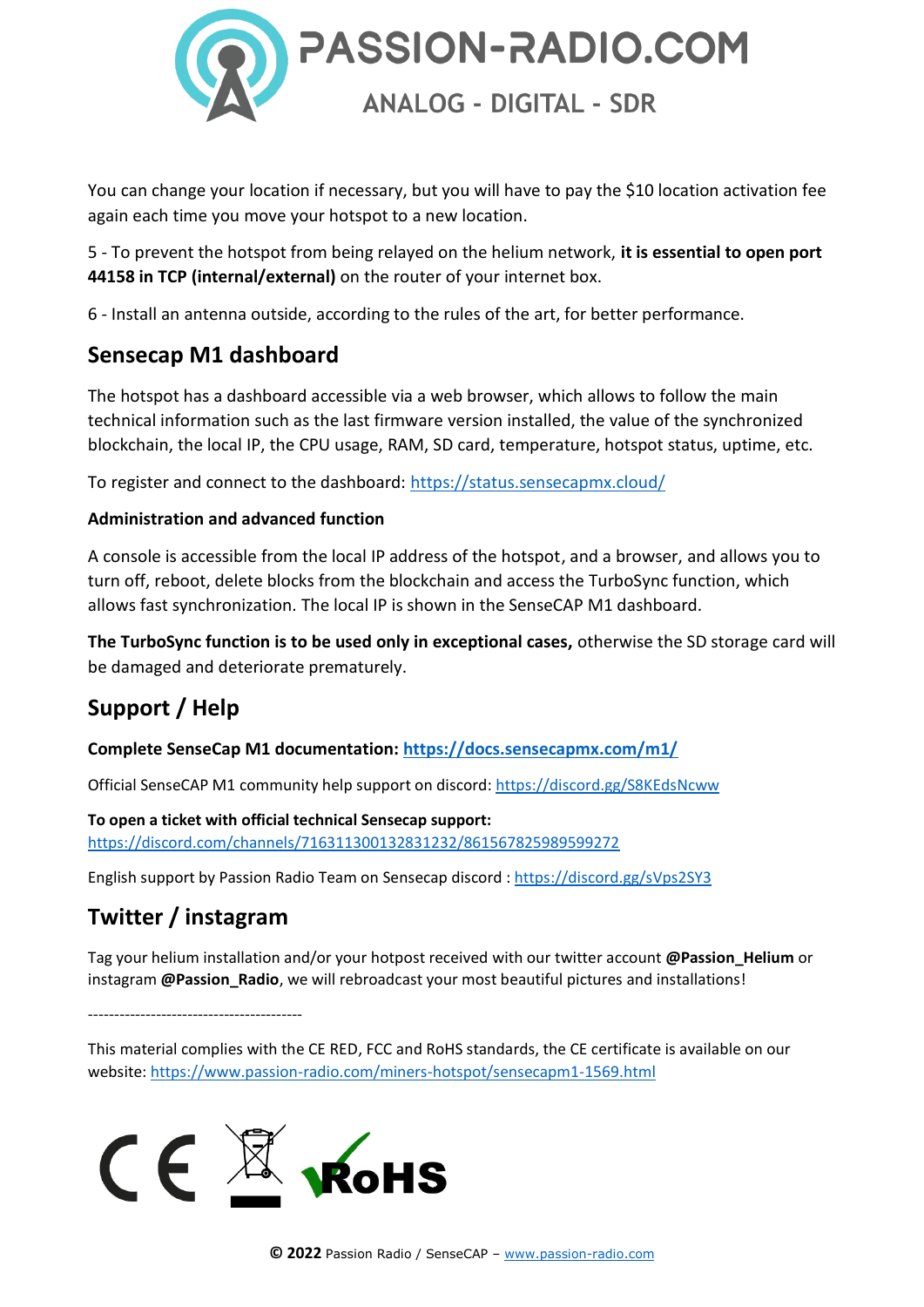You can change your location if necessary, but you will have to pay the $10 location activation fee again each time you move your hotspot to a new location.

5 - To prevent the hotspot from being relayed on the helium network, **it is essential to open port 44158 in TCP (internal/external)** on the router of your internet box.

6 - Install an antenna outside, according to the rules of the art, for better performance.

## Sensecap M1 dashboard

The hotspot has a dashboard accessible via a web browser, which allows to follow the main technical information such as the last firmware version installed, the value of the synchronized blockchain, the local IP, the CPU usage, RAM, SD card, temperature, hotspot status, uptime, etc.

To register and connect to the dashboard: https://status.sensecapmx.cloud/

### Administration and advanced function

A console is accessible from the local IP address of the hotspot, and a browser, and allows you to turn off, reboot, delete blocks from the blockchain and access the TurboSync function, which allows fast synchronization. The local IP is shown in the SenseCAP M1 dashboard.

**The TurboSync function is to be used only in exceptional cases,** otherwise the SD storage card will be damaged and deteriorate prematurely.

## Support / Help

**Complete SenseCap M1 documentation: https://docs.sensecapmx.com/m1/**

Official SenseCAP M1 community help support on discord: https://discord.gg/S8KEdsNcww

**To open a ticket with official technical Sensecap support:**
https://discord.com/channels/716311300132831232/861567825989599272

English support by Passion Radio Team on Sensecap discord : https://discord.gg/sVps2SY3

## Twitter / instagram

Tag your helium installation and/or your hotpost received with our twitter account **@Passion_Helium** or instagram **@Passion_Radio**, we will rebroadcast your most beautiful pictures and installations!

-----------------------------------------

This material complies with the CE RED, FCC and RoHS standards, the CE certificate is available on our website: https://www.passion-radio.com/miners-hotspot/sensecapm1-1569.html

CE RoHS

**© 2022** Passion Radio / SenseCAP – www.passion-radio.com